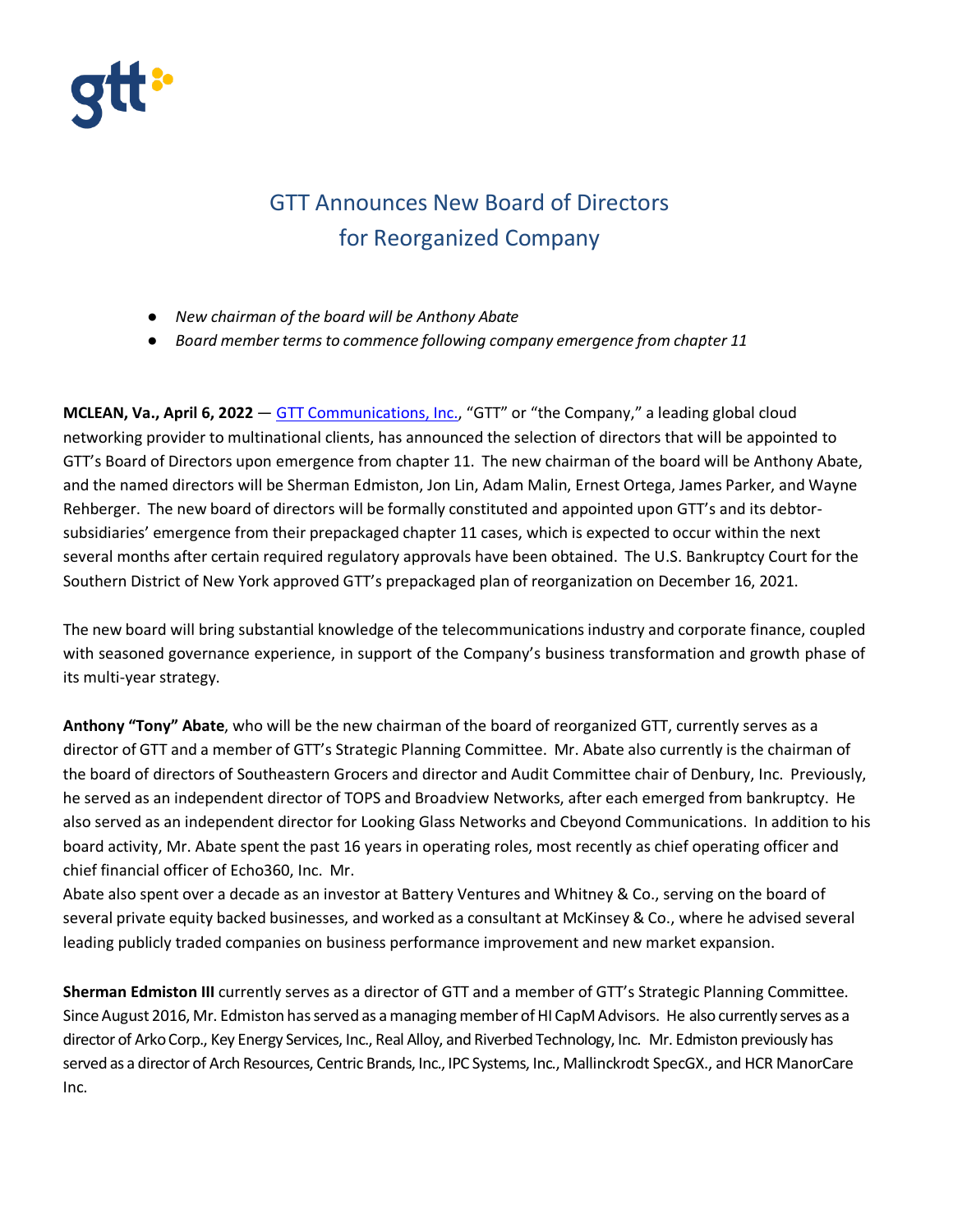# GTT Announces New Board of Directors for Reorganized Company

- *New chairman of the board will be Anthony Abate*
- *Board member terms to commence following company emergence from chapter 11*

**MCLEAN, Va., April 6, 2022** — GTT Communications, Inc., "GTT" or "the Company," a leading global cloud networking provider to multinational clients, has announced the selection of directors that will be appointed to GTT's Board of Directors upon emergence from chapter 11. The new chairman of the board will be Anthony Abate, and the named directors will be Sherman Edmiston, Jon Lin, Adam Malin, Ernest Ortega, James Parker, and Wayne Rehberger. The new board of directors will be formally constituted and appointed upon GTT's and its debtor-subsidiaries' emergence from their prepackaged chapter 11 cases, which is expected to occur within the next several months after certain required regulatory approvals have been obtained. The U.S. Bankruptcy Court for the Southern District of New York approved GTT's prepackaged plan of reorganization on December 16, 2021.

The new board will bring substantial knowledge of the telecommunications industry and corporate finance, coupled with seasoned governance experience, in support of the Company's business transformation and growth phase of its multi-year strategy.

**Anthony "Tony" Abate**, who will be the new chairman of the board of reorganized GTT, currently serves as a director of GTT and a member of GTT's Strategic Planning Committee. Mr. Abate also currently is the chairman of the board of directors of Southeastern Grocers and director and Audit Committee chair of Denbury, Inc. Previously, he served as an independent director of TOPS and Broadview Networks, after each emerged from bankruptcy. He also served as an independent director for Looking Glass Networks and Cbeyond Communications. In addition to his board activity, Mr. Abate spent the past 16 years in operating roles, most recently as chief operating officer and chief financial officer of Echo360, Inc. Mr. Abate also spent over a decade as an investor at Battery Ventures and Whitney & Co., serving on the board of several private equity backed businesses, and worked as a consultant at McKinsey & Co., where he advised several leading publicly traded companies on business performance improvement and new market expansion.

**Sherman Edmiston III** currently serves as a director of GTT and a member of GTT's Strategic Planning Committee. Since August 2016, Mr. Edmiston has served as a managing member of HI CapM Advisors. He also currently serves as a director of Arko Corp., Key Energy Services, Inc., Real Alloy, and Riverbed Technology, Inc. Mr. Edmiston previously has served as a director of Arch Resources, Centric Brands, Inc., IPC Systems, Inc., Mallinckrodt SpecGX., and HCR ManorCare Inc.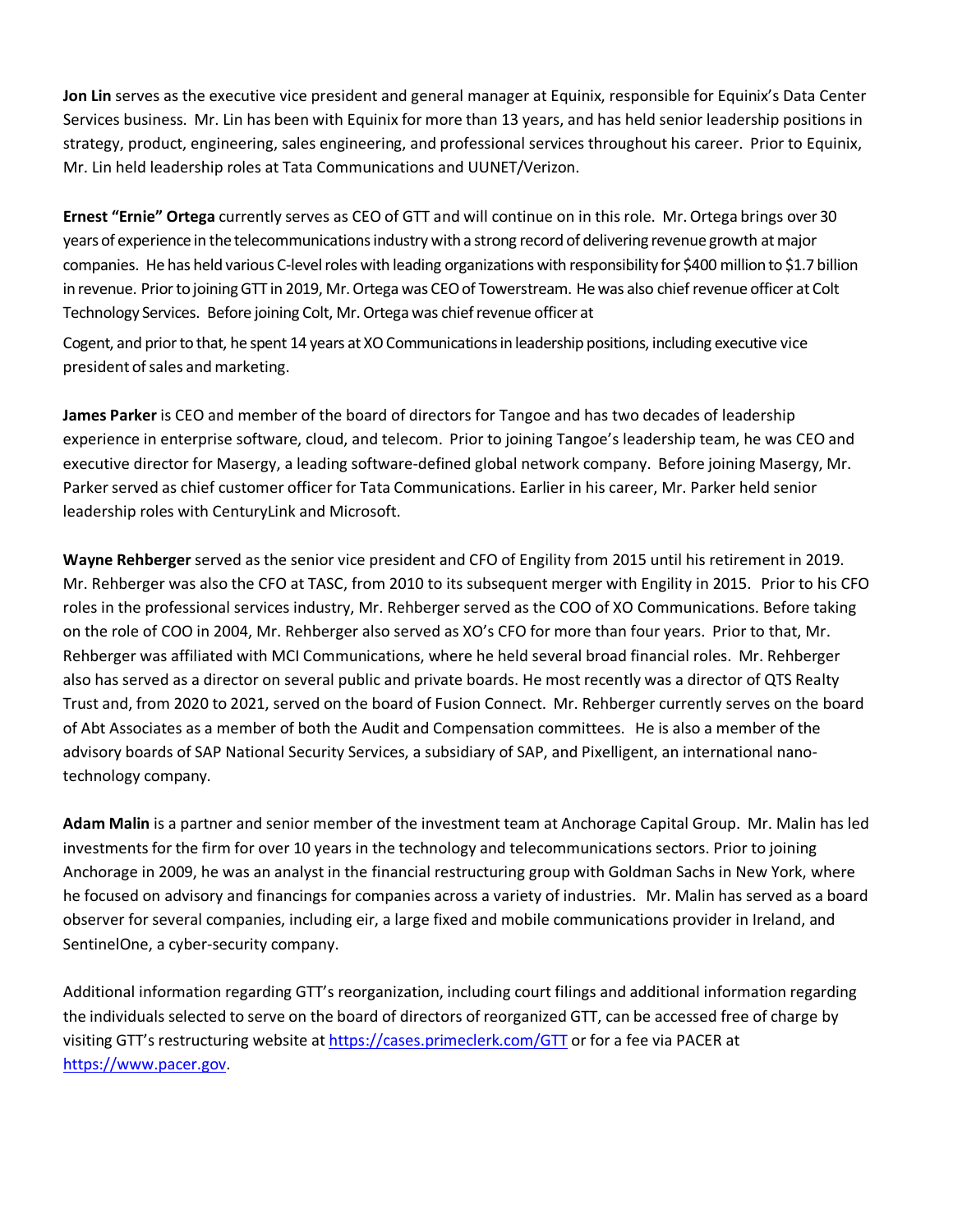**Jon Lin** serves as the executive vice president and general manager at Equinix, responsible for Equinix's Data Center Services business. Mr. Lin has been with Equinix for more than 13 years, and has held senior leadership positions in strategy, product, engineering, sales engineering, and professional services throughout his career. Prior to Equinix, Mr. Lin held leadership roles at Tata Communications and UUNET/Verizon.

**Ernest "Ernie" Ortega** currently serves as CEO of GTT and will continue on in this role. Mr. Ortega brings over 30 years of experience in the telecommunications industry with a strong record of delivering revenue growth at major companies. He has held various C-level roles with leading organizations with responsibility for $400 million to $1.7 billion in revenue. Prior to joining GTT in 2019, Mr. Ortega was CEO of Towerstream. He was also chief revenue officer at Colt Technology Services. Before joining Colt, Mr. Ortega was chief revenue officer at Cogent, and prior to that, he spent 14 years at XO Communications in leadership positions, including executive vice president of sales and marketing.

**James Parker** is CEO and member of the board of directors for Tangoe and has two decades of leadership experience in enterprise software, cloud, and telecom. Prior to joining Tangoe's leadership team, he was CEO and executive director for Masergy, a leading software-defined global network company. Before joining Masergy, Mr. Parker served as chief customer officer for Tata Communications. Earlier in his career, Mr. Parker held senior leadership roles with CenturyLink and Microsoft.

**Wayne Rehberger** served as the senior vice president and CFO of Engility from 2015 until his retirement in 2019. Mr. Rehberger was also the CFO at TASC, from 2010 to its subsequent merger with Engility in 2015. Prior to his CFO roles in the professional services industry, Mr. Rehberger served as the COO of XO Communications. Before taking on the role of COO in 2004, Mr. Rehberger also served as XO's CFO for more than four years. Prior to that, Mr. Rehberger was affiliated with MCI Communications, where he held several broad financial roles. Mr. Rehberger also has served as a director on several public and private boards. He most recently was a director of QTS Realty Trust and, from 2020 to 2021, served on the board of Fusion Connect. Mr. Rehberger currently serves on the board of Abt Associates as a member of both the Audit and Compensation committees. He is also a member of the advisory boards of SAP National Security Services, a subsidiary of SAP, and Pixelligent, an international nano-technology company.

**Adam Malin** is a partner and senior member of the investment team at Anchorage Capital Group. Mr. Malin has led investments for the firm for over 10 years in the technology and telecommunications sectors. Prior to joining Anchorage in 2009, he was an analyst in the financial restructuring group with Goldman Sachs in New York, where he focused on advisory and financings for companies across a variety of industries. Mr. Malin has served as a board observer for several companies, including eir, a large fixed and mobile communications provider in Ireland, and SentinelOne, a cyber-security company.

Additional information regarding GTT's reorganization, including court filings and additional information regarding the individuals selected to serve on the board of directors of reorganized GTT, can be accessed free of charge by visiting GTT's restructuring website at https://cases.primeclerk.com/GTT or for a fee via PACER at https://www.pacer.gov.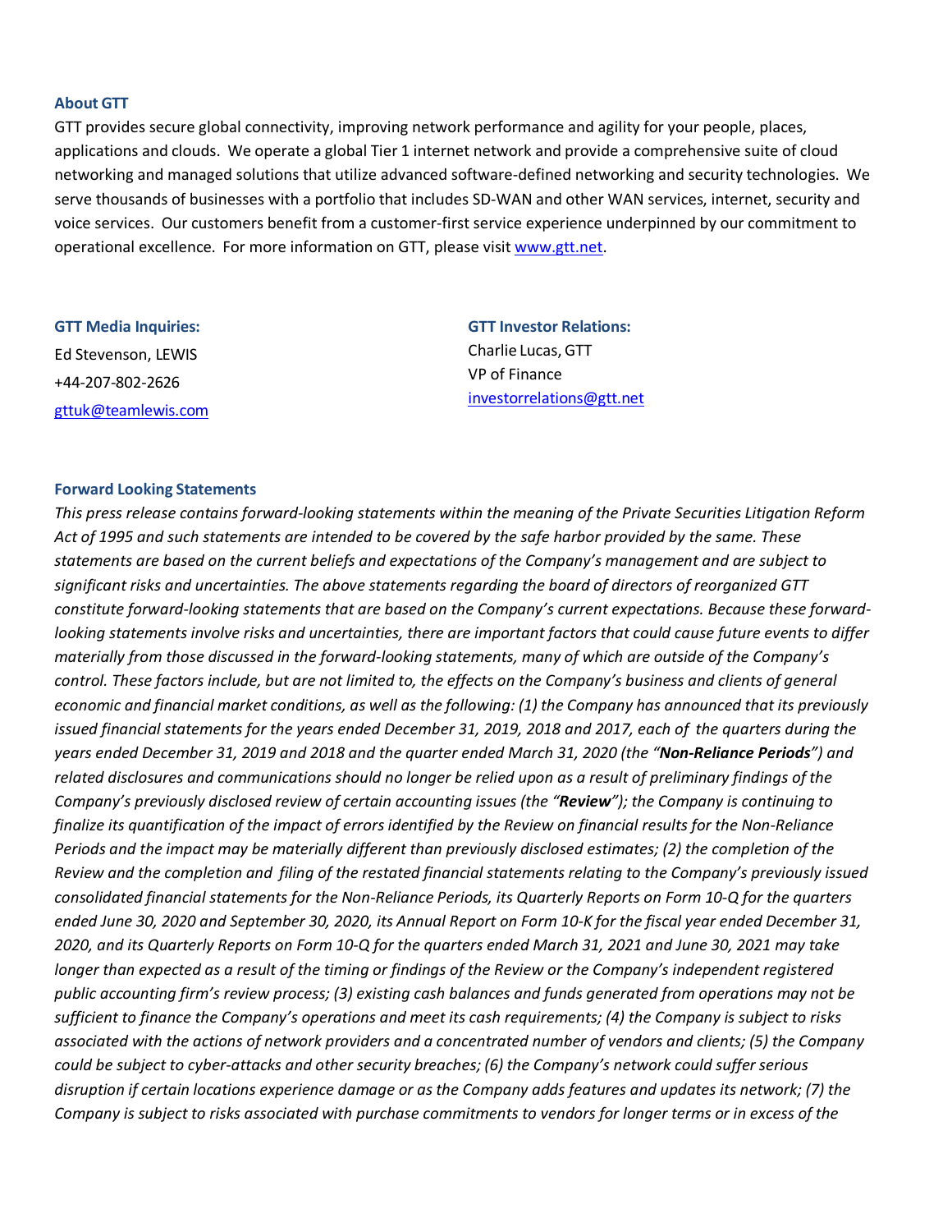### About GTT

GTT provides secure global connectivity, improving network performance and agility for your people, places, applications and clouds. We operate a global Tier 1 internet network and provide a comprehensive suite of cloud networking and managed solutions that utilize advanced software-defined networking and security technologies. We serve thousands of businesses with a portfolio that includes SD-WAN and other WAN services, internet, security and voice services. Our customers benefit from a customer-first service experience underpinned by our commitment to operational excellence. For more information on GTT, please visit [www.gtt.net](www.gtt.net).

**GTT Media Inquiries:**
Ed Stevenson, LEWIS
+44-207-802-2626
[gttuk@teamlewis.com](mailto:gttuk@teamlewis.com)

**GTT Investor Relations:**
Charlie Lucas, GTT
VP of Finance
[investorrelations@gtt.net](mailto:investorrelations@gtt.net)

### Forward Looking Statements

*This press release contains forward-looking statements within the meaning of the Private Securities Litigation Reform Act of 1995 and such statements are intended to be covered by the safe harbor provided by the same. These statements are based on the current beliefs and expectations of the Company's management and are subject to significant risks and uncertainties. The above statements regarding the board of directors of reorganized GTT constitute forward-looking statements that are based on the Company's current expectations. Because these forward-looking statements involve risks and uncertainties, there are important factors that could cause future events to differ materially from those discussed in the forward-looking statements, many of which are outside of the Company's control. These factors include, but are not limited to, the effects on the Company's business and clients of general economic and financial market conditions, as well as the following: (1) the Company has announced that its previously issued financial statements for the years ended December 31, 2019, 2018 and 2017, each of the quarters during the years ended December 31, 2019 and 2018 and the quarter ended March 31, 2020 (the "**Non-Reliance Periods**") and related disclosures and communications should no longer be relied upon as a result of preliminary findings of the Company's previously disclosed review of certain accounting issues (the "**Review**"); the Company is continuing to finalize its quantification of the impact of errors identified by the Review on financial results for the Non-Reliance Periods and the impact may be materially different than previously disclosed estimates; (2) the completion of the Review and the completion and filing of the restated financial statements relating to the Company's previously issued consolidated financial statements for the Non-Reliance Periods, its Quarterly Reports on Form 10-Q for the quarters ended June 30, 2020 and September 30, 2020, its Annual Report on Form 10-K for the fiscal year ended December 31, 2020, and its Quarterly Reports on Form 10-Q for the quarters ended March 31, 2021 and June 30, 2021 may take longer than expected as a result of the timing or findings of the Review or the Company's independent registered public accounting firm's review process; (3) existing cash balances and funds generated from operations may not be sufficient to finance the Company's operations and meet its cash requirements; (4) the Company is subject to risks associated with the actions of network providers and a concentrated number of vendors and clients; (5) the Company could be subject to cyber-attacks and other security breaches; (6) the Company's network could suffer serious disruption if certain locations experience damage or as the Company adds features and updates its network; (7) the Company is subject to risks associated with purchase commitments to vendors for longer terms or in excess of the*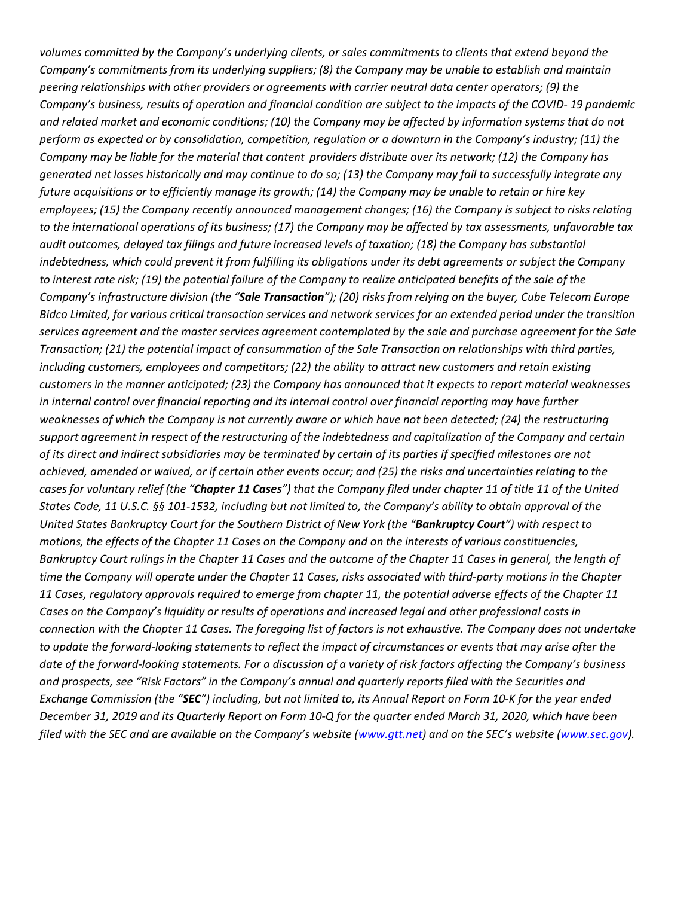*volumes committed by the Company's underlying clients, or sales commitments to clients that extend beyond the Company's commitments from its underlying suppliers; (8) the Company may be unable to establish and maintain peering relationships with other providers or agreements with carrier neutral data center operators; (9) the Company's business, results of operation and financial condition are subject to the impacts of the COVID- 19 pandemic and related market and economic conditions; (10) the Company may be affected by information systems that do not perform as expected or by consolidation, competition, regulation or a downturn in the Company's industry; (11) the Company may be liable for the material that content providers distribute over its network; (12) the Company has generated net losses historically and may continue to do so; (13) the Company may fail to successfully integrate any future acquisitions or to efficiently manage its growth; (14) the Company may be unable to retain or hire key employees; (15) the Company recently announced management changes; (16) the Company is subject to risks relating to the international operations of its business; (17) the Company may be affected by tax assessments, unfavorable tax audit outcomes, delayed tax filings and future increased levels of taxation; (18) the Company has substantial indebtedness, which could prevent it from fulfilling its obligations under its debt agreements or subject the Company to interest rate risk; (19) the potential failure of the Company to realize anticipated benefits of the sale of the Company's infrastructure division (the "**Sale Transaction**"); (20) risks from relying on the buyer, Cube Telecom Europe Bidco Limited, for various critical transaction services and network services for an extended period under the transition services agreement and the master services agreement contemplated by the sale and purchase agreement for the Sale Transaction; (21) the potential impact of consummation of the Sale Transaction on relationships with third parties, including customers, employees and competitors; (22) the ability to attract new customers and retain existing customers in the manner anticipated; (23) the Company has announced that it expects to report material weaknesses in internal control over financial reporting and its internal control over financial reporting may have further weaknesses of which the Company is not currently aware or which have not been detected; (24) the restructuring support agreement in respect of the restructuring of the indebtedness and capitalization of the Company and certain of its direct and indirect subsidiaries may be terminated by certain of its parties if specified milestones are not achieved, amended or waived, or if certain other events occur; and (25) the risks and uncertainties relating to the cases for voluntary relief (the "**Chapter 11 Cases**") that the Company filed under chapter 11 of title 11 of the United States Code, 11 U.S.C. §§ 101-1532, including but not limited to, the Company's ability to obtain approval of the United States Bankruptcy Court for the Southern District of New York (the "**Bankruptcy Court**") with respect to motions, the effects of the Chapter 11 Cases on the Company and on the interests of various constituencies, Bankruptcy Court rulings in the Chapter 11 Cases and the outcome of the Chapter 11 Cases in general, the length of time the Company will operate under the Chapter 11 Cases, risks associated with third-party motions in the Chapter 11 Cases, regulatory approvals required to emerge from chapter 11, the potential adverse effects of the Chapter 11 Cases on the Company's liquidity or results of operations and increased legal and other professional costs in connection with the Chapter 11 Cases. The foregoing list of factors is not exhaustive. The Company does not undertake to update the forward-looking statements to reflect the impact of circumstances or events that may arise after the date of the forward-looking statements. For a discussion of a variety of risk factors affecting the Company's business and prospects, see "Risk Factors" in the Company's annual and quarterly reports filed with the Securities and Exchange Commission (the "**SEC**") including, but not limited to, its Annual Report on Form 10-K for the year ended December 31, 2019 and its Quarterly Report on Form 10-Q for the quarter ended March 31, 2020, which have been filed with the SEC and are available on the Company's website ([www.gtt.net](http://www.gtt.net)) and on the SEC's website ([www.sec.gov](http://www.sec.gov)).*